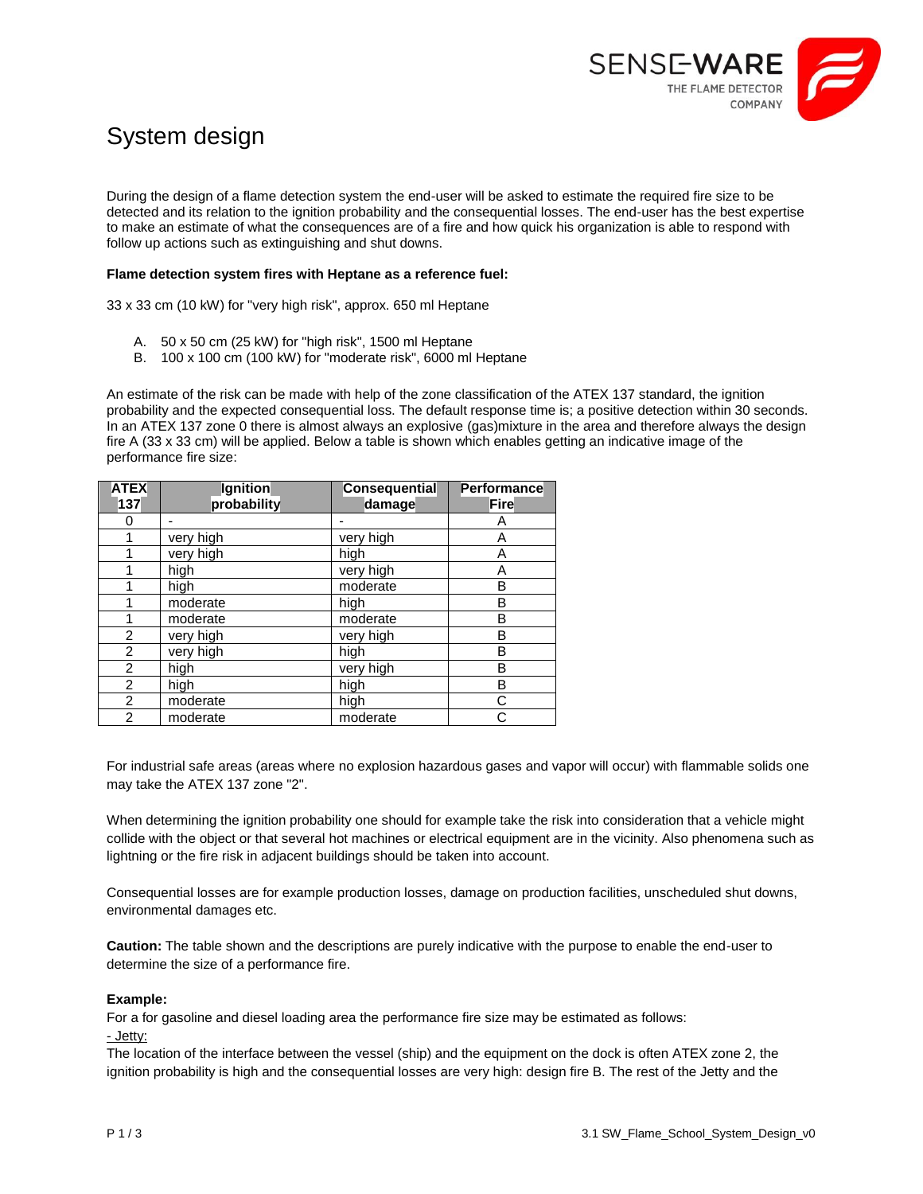# System design

During the design of a flame detection system the end-user will be asked to estimate the required fire size to be detected and its relation to the ignition probability and the consequential losses. The end-user has the best expertise to make an estimate of what the consequences are of a fire and how quick his organization is able to respond with follow up actions such as extinguishing and shut downs.

**Flame detection system fires with Heptane as a reference fuel:**

33 x 33 cm (10 kW) for "very high risk", approx. 650 ml Heptane

A. 50 x 50 cm (25 kW) for "high risk", 1500 ml Heptane
B. 100 x 100 cm (100 kW) for "moderate risk", 6000 ml Heptane

An estimate of the risk can be made with help of the zone classification of the ATEX 137 standard, the ignition probability and the expected consequential loss. The default response time is; a positive detection within 30 seconds. In an ATEX 137 zone 0 there is almost always an explosive (gas)mixture in the area and therefore always the design fire A (33 x 33 cm) will be applied. Below a table is shown which enables getting an indicative image of the performance fire size:

| ATEX 137 | Ignition probability | Consequential damage | Performance Fire |
|---|---|---|---|
| 0 | - | - | A |
| 1 | very high | very high | A |
| 1 | very high | high | A |
| 1 | high | very high | A |
| 1 | high | moderate | B |
| 1 | moderate | high | B |
| 1 | moderate | moderate | B |
| 2 | very high | very high | B |
| 2 | very high | high | B |
| 2 | high | very high | B |
| 2 | high | high | B |
| 2 | moderate | high | C |
| 2 | moderate | moderate | C |

For industrial safe areas (areas where no explosion hazardous gases and vapor will occur) with flammable solids one may take the ATEX 137 zone "2".

When determining the ignition probability one should for example take the risk into consideration that a vehicle might collide with the object or that several hot machines or electrical equipment are in the vicinity. Also phenomena such as lightning or the fire risk in adjacent buildings should be taken into account.

Consequential losses are for example production losses, damage on production facilities, unscheduled shut downs, environmental damages etc.

**Caution:** The table shown and the descriptions are purely indicative with the purpose to enable the end-user to determine the size of a performance fire.

**Example:**

For a for gasoline and diesel loading area the performance fire size may be estimated as follows:

- Jetty:

The location of the interface between the vessel (ship) and the equipment on the dock is often ATEX zone 2, the ignition probability is high and the consequential losses are very high: design fire B. The rest of the Jetty and the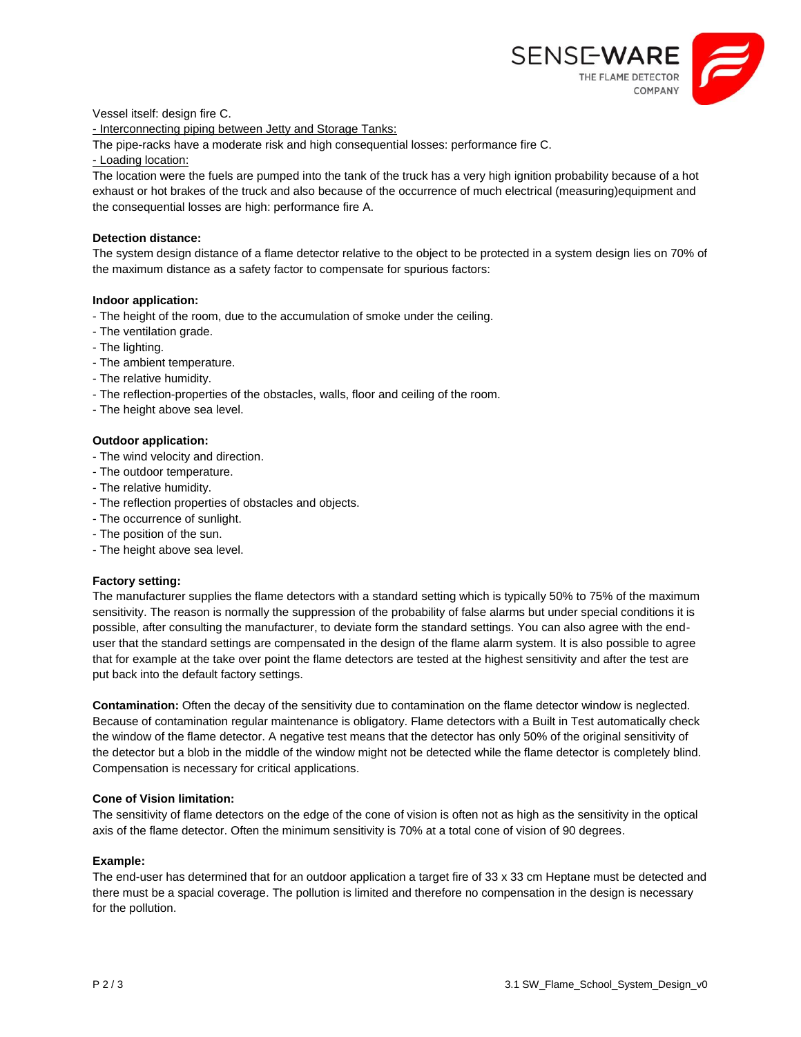Vessel itself: design fire C.

- Interconnecting piping between Jetty and Storage Tanks:

The pipe-racks have a moderate risk and high consequential losses: performance fire C.

- Loading location:

The location were the fuels are pumped into the tank of the truck has a very high ignition probability because of a hot exhaust or hot brakes of the truck and also because of the occurrence of much electrical (measuring)equipment and the consequential losses are high: performance fire A.

**Detection distance:**

The system design distance of a flame detector relative to the object to be protected in a system design lies on 70% of the maximum distance as a safety factor to compensate for spurious factors:

**Indoor application:**

- The height of the room, due to the accumulation of smoke under the ceiling.
- The ventilation grade.
- The lighting.
- The ambient temperature.
- The relative humidity.
- The reflection-properties of the obstacles, walls, floor and ceiling of the room.
- The height above sea level.

**Outdoor application:**

- The wind velocity and direction.
- The outdoor temperature.
- The relative humidity.
- The reflection properties of obstacles and objects.
- The occurrence of sunlight.
- The position of the sun.
- The height above sea level.

**Factory setting:**

The manufacturer supplies the flame detectors with a standard setting which is typically 50% to 75% of the maximum sensitivity. The reason is normally the suppression of the probability of false alarms but under special conditions it is possible, after consulting the manufacturer, to deviate form the standard settings. You can also agree with the end-user that the standard settings are compensated in the design of the flame alarm system. It is also possible to agree that for example at the take over point the flame detectors are tested at the highest sensitivity and after the test are put back into the default factory settings.

**Contamination:** Often the decay of the sensitivity due to contamination on the flame detector window is neglected. Because of contamination regular maintenance is obligatory. Flame detectors with a Built in Test automatically check the window of the flame detector. A negative test means that the detector has only 50% of the original sensitivity of the detector but a blob in the middle of the window might not be detected while the flame detector is completely blind. Compensation is necessary for critical applications.

**Cone of Vision limitation:**

The sensitivity of flame detectors on the edge of the cone of vision is often not as high as the sensitivity in the optical axis of the flame detector. Often the minimum sensitivity is 70% at a total cone of vision of 90 degrees.

**Example:**

The end-user has determined that for an outdoor application a target fire of 33 x 33 cm Heptane must be detected and there must be a spacial coverage. The pollution is limited and therefore no compensation in the design is necessary for the pollution.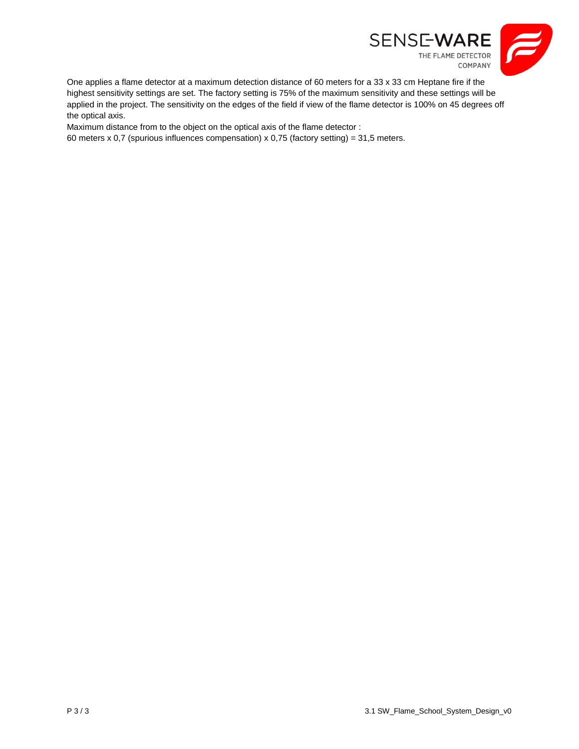One applies a flame detector at a maximum detection distance of 60 meters for a 33 x 33 cm Heptane fire if the highest sensitivity settings are set. The factory setting is 75% of the maximum sensitivity and these settings will be applied in the project. The sensitivity on the edges of the field if view of the flame detector is 100% on 45 degrees off the optical axis.

Maximum distance from to the object on the optical axis of the flame detector :

60 meters x 0,7 (spurious influences compensation) x 0,75 (factory setting) = 31,5 meters.